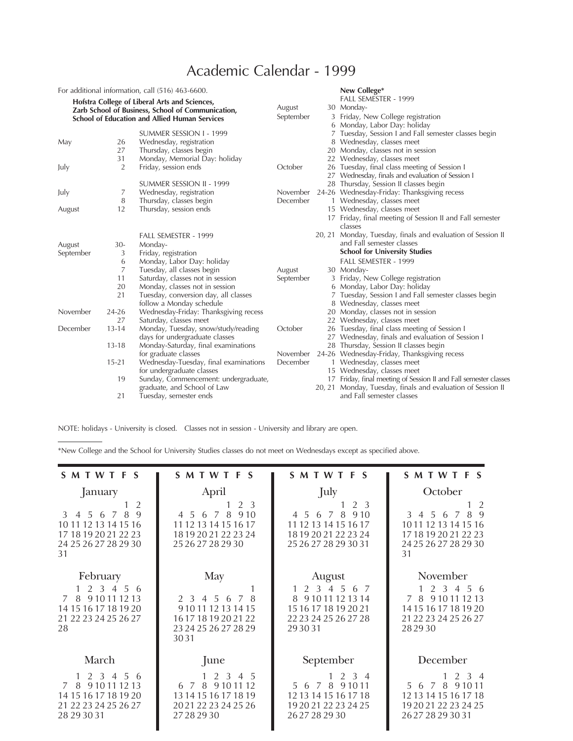# Academic Calendar - 1999

For additional information, call (516) 463-6600.

**Hofstra College of Liberal Arts and Sciences, Zarb School of Business, School of Communication, School of Education and Allied Human Services**

SUMMER SESSION I - 1999

| | | |
|---|---|---|
| May | 26 | Wednesday, registration |
| | 27 | Thursday, classes begin |
| | 31 | Monday, Memorial Day: holiday |
| July | 2 | Friday, session ends |

SUMMER SESSION II - 1999

| | | |
|---|---|---|
| July | 7 | Wednesday, registration |
| | 8 | Thursday, classes begin |
| August | 12 | Thursday, session ends |

FALL SEMESTER - 1999

| | | |
|---|---|---|
| August | 30- | Monday- |
| September | 3 | Friday, registration |
| | 6 | Monday, Labor Day: holiday |
| | 7 | Tuesday, all classes begin |
| | 11 | Saturday, classes not in session |
| | 20 | Monday, classes not in session |
| | 21 | Tuesday, conversion day, all classes follow a Monday schedule |
| November | 24-26 | Wednesday-Friday: Thanksgiving recess |
| | 27 | Saturday, classes meet |
| December | 13-14 | Monday, Tuesday, snow/study/reading days for undergraduate classes |
| | 13-18 | Monday-Saturday, final examinations for graduate classes |
| | 15-21 | Wednesday-Tuesday, final examinations for undergraduate classes |
| | 19 | Sunday, Commencement: undergraduate, graduate, and School of Law |
| | 21 | Tuesday, semester ends |

**New College***

FALL SEMESTER - 1999

| | | |
|---|---|---|
| August | 30 | Monday- |
| September | 3 | Friday, New College registration |
| | 6 | Monday, Labor Day: holiday |
| | 7 | Tuesday, Session I and Fall semester classes begin |
| | 8 | Wednesday, classes meet |
| | 20 | Monday, classes not in session |
| | 22 | Wednesday, classes meet |
| October | 26 | Tuesday, final class meeting of Session I |
| | 27 | Wednesday, finals and evaluation of Session I |
| | 28 | Thursday, Session II classes begin |
| November | 24-26 | Wednesday-Friday: Thanksgiving recess |
| December | 1 | Wednesday, classes meet |
| | 15 | Wednesday, classes meet |
| | 17 | Friday, final meeting of Session II and Fall semester classes |
| | 20, 21 | Monday, Tuesday, finals and evaluation of Session II and Fall semester classes |

**School for University Studies**

FALL SEMESTER - 1999

| | | |
|---|---|---|
| August | 30 | Monday- |
| September | 3 | Friday, New College registration |
| | 6 | Monday, Labor Day: holiday |
| | 7 | Tuesday, Session I and Fall semester classes begin |
| | 8 | Wednesday, classes meet |
| | 20 | Monday, classes not in session |
| | 22 | Wednesday, classes meet |
| October | 26 | Tuesday, final class meeting of Session I |
| | 27 | Wednesday, finals and evaluation of Session I |
| | 28 | Thursday, Session II classes begin |
| November | 24-26 | Wednesday-Friday, Thanksgiving recess |
| December | 1 | Wednesday, classes meet |
| | 15 | Wednesday, classes meet |
| | 17 | Friday, final meeting of Session II and Fall semester classes |
| | 20, 21 | Monday, Tuesday, finals and evaluation of Session II and Fall semester classes |

NOTE: holidays - University is closed. Classes not in session - University and library are open.

*New College and the School for University Studies classes do not meet on Wednesdays except as specified above.

**January**

| S | M | T | W | T | F | S |
|---|---|---|---|---|---|---|
| | | | | | 1 | 2 |
| 3 | 4 | 5 | 6 | 7 | 8 | 9 |
| 10 | 11 | 12 | 13 | 14 | 15 | 16 |
| 17 | 18 | 19 | 20 | 21 | 22 | 23 |
| 24 | 25 | 26 | 27 | 28 | 29 | 30 |
| 31 | | | | | | |

**February**

| S | M | T | W | T | F | S |
|---|---|---|---|---|---|---|
| | 1 | 2 | 3 | 4 | 5 | 6 |
| 7 | 8 | 9 | 10 | 11 | 12 | 13 |
| 14 | 15 | 16 | 17 | 18 | 19 | 20 |
| 21 | 22 | 23 | 24 | 25 | 26 | 27 |
| 28 | | | | | | |

**March**

| S | M | T | W | T | F | S |
|---|---|---|---|---|---|---|
| | 1 | 2 | 3 | 4 | 5 | 6 |
| 7 | 8 | 9 | 10 | 11 | 12 | 13 |
| 14 | 15 | 16 | 17 | 18 | 19 | 20 |
| 21 | 22 | 23 | 24 | 25 | 26 | 27 |
| 28 | 29 | 30 | 31 | | | |

**April**

| S | M | T | W | T | F | S |
|---|---|---|---|---|---|---|
| | | | | 1 | 2 | 3 |
| 4 | 5 | 6 | 7 | 8 | 9 | 10 |
| 11 | 12 | 13 | 14 | 15 | 16 | 17 |
| 18 | 19 | 20 | 21 | 22 | 23 | 24 |
| 25 | 26 | 27 | 28 | 29 | 30 | |

**May**

| S | M | T | W | T | F | S |
|---|---|---|---|---|---|---|
| | | | | | | 1 |
| 2 | 3 | 4 | 5 | 6 | 7 | 8 |
| 9 | 10 | 11 | 12 | 13 | 14 | 15 |
| 16 | 17 | 18 | 19 | 20 | 21 | 22 |
| 23 | 24 | 25 | 26 | 27 | 28 | 29 |
| 30 | 31 | | | | | |

**June**

| S | M | T | W | T | F | S |
|---|---|---|---|---|---|---|
| | | 1 | 2 | 3 | 4 | 5 |
| 6 | 7 | 8 | 9 | 10 | 11 | 12 |
| 13 | 14 | 15 | 16 | 17 | 18 | 19 |
| 20 | 21 | 22 | 23 | 24 | 25 | 26 |
| 27 | 28 | 29 | 30 | | | |

**July**

| S | M | T | W | T | F | S |
|---|---|---|---|---|---|---|
| | | | | 1 | 2 | 3 |
| 4 | 5 | 6 | 7 | 8 | 9 | 10 |
| 11 | 12 | 13 | 14 | 15 | 16 | 17 |
| 18 | 19 | 20 | 21 | 22 | 23 | 24 |
| 25 | 26 | 27 | 28 | 29 | 30 | 31 |

**August**

| S | M | T | W | T | F | S |
|---|---|---|---|---|---|---|
| 1 | 2 | 3 | 4 | 5 | 6 | 7 |
| 8 | 9 | 10 | 11 | 12 | 13 | 14 |
| 15 | 16 | 17 | 18 | 19 | 20 | 21 |
| 22 | 23 | 24 | 25 | 26 | 27 | 28 |
| 29 | 30 | 31 | | | | |

**September**

| S | M | T | W | T | F | S |
|---|---|---|---|---|---|---|
| | | | 1 | 2 | 3 | 4 |
| 5 | 6 | 7 | 8 | 9 | 10 | 11 |
| 12 | 13 | 14 | 15 | 16 | 17 | 18 |
| 19 | 20 | 21 | 22 | 23 | 24 | 25 |
| 26 | 27 | 28 | 29 | 30 | | |

**October**

| S | M | T | W | T | F | S |
|---|---|---|---|---|---|---|
| | | | | | 1 | 2 |
| 3 | 4 | 5 | 6 | 7 | 8 | 9 |
| 10 | 11 | 12 | 13 | 14 | 15 | 16 |
| 17 | 18 | 19 | 20 | 21 | 22 | 23 |
| 24 | 25 | 26 | 27 | 28 | 29 | 30 |
| 31 | | | | | | |

**November**

| S | M | T | W | T | F | S |
|---|---|---|---|---|---|---|
| | 1 | 2 | 3 | 4 | 5 | 6 |
| 7 | 8 | 9 | 10 | 11 | 12 | 13 |
| 14 | 15 | 16 | 17 | 18 | 19 | 20 |
| 21 | 22 | 23 | 24 | 25 | 26 | 27 |
| 28 | 29 | 30 | | | | |

**December**

| S | M | T | W | T | F | S |
|---|---|---|---|---|---|---|
| | | | 1 | 2 | 3 | 4 |
| 5 | 6 | 7 | 8 | 9 | 10 | 11 |
| 12 | 13 | 14 | 15 | 16 | 17 | 18 |
| 19 | 20 | 21 | 22 | 23 | 24 | 25 |
| 26 | 27 | 28 | 29 | 30 | 31 | |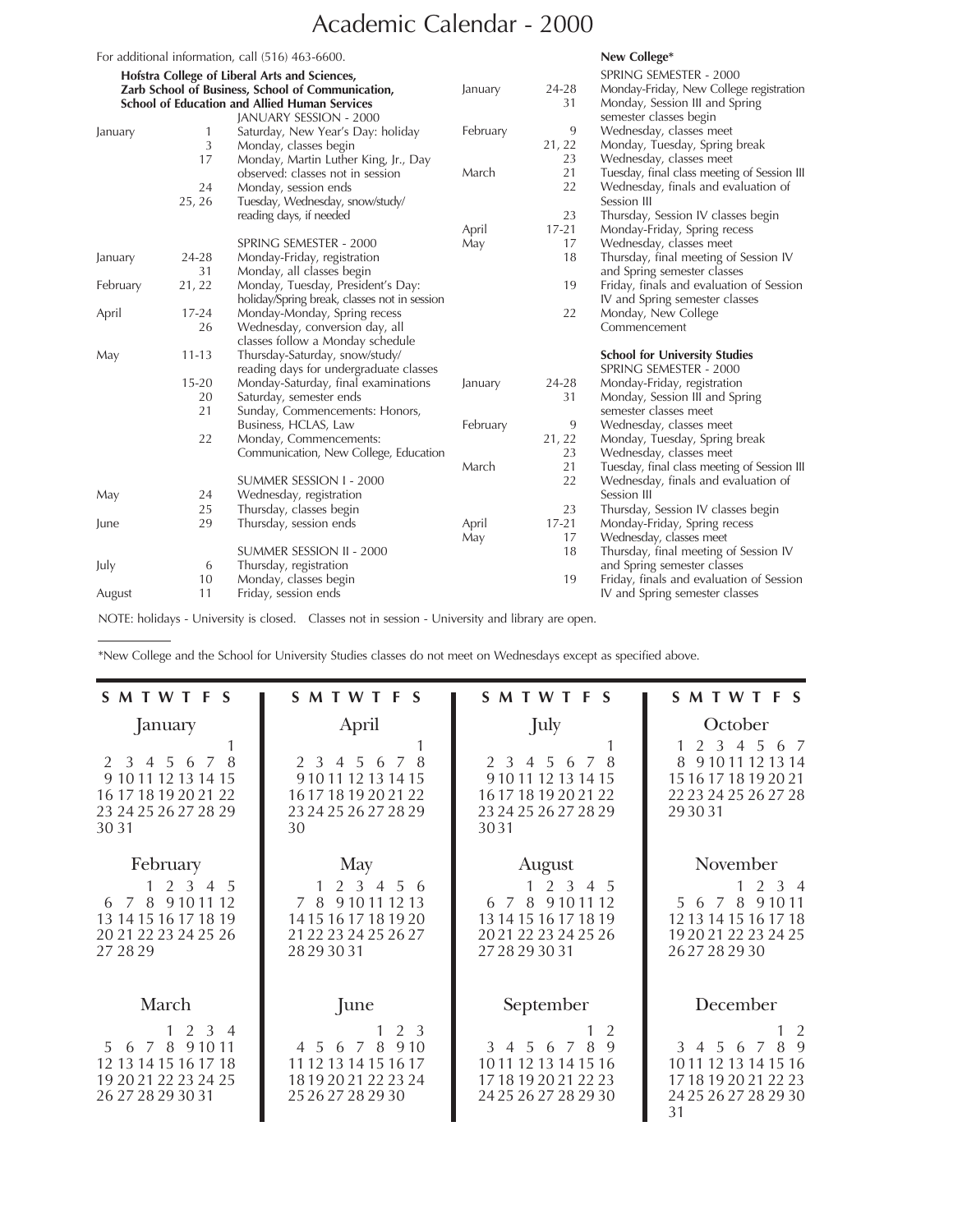# Academic Calendar - 2000

For additional information, call (516) 463-6600.

**Hofstra College of Liberal Arts and Sciences, Zarb School of Business, School of Communication, School of Education and Allied Human Services**

JANUARY SESSION - 2000

| | | |
|---|---|---|
| January | 1 | Saturday, New Year's Day: holiday |
| | 3 | Monday, classes begin |
| | 17 | Monday, Martin Luther King, Jr., Day observed: classes not in session |
| | 24 | Monday, session ends |
| | 25, 26 | Tuesday, Wednesday, snow/study/reading days, if needed |

SPRING SEMESTER - 2000

| | | |
|---|---|---|
| January | 24-28 | Monday-Friday, registration |
| | 31 | Monday, all classes begin |
| February | 21, 22 | Monday, Tuesday, President's Day: holiday/Spring break, classes not in session |
| April | 17-24 | Monday-Monday, Spring recess |
| | 26 | Wednesday, conversion day, all classes follow a Monday schedule |
| May | 11-13 | Thursday-Saturday, snow/study/reading days for undergraduate classes |
| | 15-20 | Monday-Saturday, final examinations |
| | 20 | Saturday, semester ends |
| | 21 | Sunday, Commencements: Honors, Business, HCLAS, Law |
| | 22 | Monday, Commencements: Communication, New College, Education |

SUMMER SESSION I - 2000

| | | |
|---|---|---|
| May | 24 | Wednesday, registration |
| | 25 | Thursday, classes begin |
| June | 29 | Thursday, session ends |

SUMMER SESSION II - 2000

| | | |
|---|---|---|
| July | 6 | Thursday, registration |
| | 10 | Monday, classes begin |
| August | 11 | Friday, session ends |

**New College***

SPRING SEMESTER - 2000

| | | |
|---|---|---|
| January | 24-28 | Monday-Friday, New College registration |
| | 31 | Monday, Session III and Spring semester classes begin |
| February | 9 | Wednesday, classes meet |
| | 21, 22 | Monday, Tuesday, Spring break |
| | 23 | Wednesday, classes meet |
| March | 21 | Tuesday, final class meeting of Session III |
| | 22 | Wednesday, finals and evaluation of Session III |
| | 23 | Thursday, Session IV classes begin |
| April | 17-21 | Monday-Friday, Spring recess |
| May | 17 | Wednesday, classes meet |
| | 18 | Thursday, final meeting of Session IV and Spring semester classes |
| | 19 | Friday, finals and evaluation of Session IV and Spring semester classes |
| | 22 | Monday, New College Commencement |

**School for University Studies**

SPRING SEMESTER - 2000

| | | |
|---|---|---|
| January | 24-28 | Monday-Friday, registration |
| | 31 | Monday, Session III and Spring semester classes meet |
| February | 9 | Wednesday, classes meet |
| | 21, 22 | Monday, Tuesday, Spring break |
| | 23 | Wednesday, classes meet |
| March | 21 | Tuesday, final class meeting of Session III |
| | 22 | Wednesday, finals and evaluation of Session III |
| | 23 | Thursday, Session IV classes begin |
| April | 17-21 | Monday-Friday, Spring recess |
| May | 17 | Wednesday, classes meet |
| | 18 | Thursday, final meeting of Session IV and Spring semester classes |
| | 19 | Friday, finals and evaluation of Session IV and Spring semester classes |

NOTE: holidays - University is closed. Classes not in session - University and library are open.

*New College and the School for University Studies classes do not meet on Wednesdays except as specified above.

**January**

| S | M | T | W | T | F | S |
|---|---|---|---|---|---|---|
| | | | | | | 1 |
| 2 | 3 | 4 | 5 | 6 | 7 | 8 |
| 9 | 10 | 11 | 12 | 13 | 14 | 15 |
| 16 | 17 | 18 | 19 | 20 | 21 | 22 |
| 23 | 24 | 25 | 26 | 27 | 28 | 29 |
| 30 | 31 | | | | | |

**February**

| S | M | T | W | T | F | S |
|---|---|---|---|---|---|---|
| | | 1 | 2 | 3 | 4 | 5 |
| 6 | 7 | 8 | 9 | 10 | 11 | 12 |
| 13 | 14 | 15 | 16 | 17 | 18 | 19 |
| 20 | 21 | 22 | 23 | 24 | 25 | 26 |
| 27 | 28 | 29 | | | | |

**March**

| S | M | T | W | T | F | S |
|---|---|---|---|---|---|---|
| | | | 1 | 2 | 3 | 4 |
| 5 | 6 | 7 | 8 | 9 | 10 | 11 |
| 12 | 13 | 14 | 15 | 16 | 17 | 18 |
| 19 | 20 | 21 | 22 | 23 | 24 | 25 |
| 26 | 27 | 28 | 29 | 30 | 31 | |

**April**

| S | M | T | W | T | F | S |
|---|---|---|---|---|---|---|
| | | | | | | 1 |
| 2 | 3 | 4 | 5 | 6 | 7 | 8 |
| 9 | 10 | 11 | 12 | 13 | 14 | 15 |
| 16 | 17 | 18 | 19 | 20 | 21 | 22 |
| 23 | 24 | 25 | 26 | 27 | 28 | 29 |
| 30 | | | | | | |

**May**

| S | M | T | W | T | F | S |
|---|---|---|---|---|---|---|
| | 1 | 2 | 3 | 4 | 5 | 6 |
| 7 | 8 | 9 | 10 | 11 | 12 | 13 |
| 14 | 15 | 16 | 17 | 18 | 19 | 20 |
| 21 | 22 | 23 | 24 | 25 | 26 | 27 |
| 28 | 29 | 30 | 31 | | | |

**June**

| S | M | T | W | T | F | S |
|---|---|---|---|---|---|---|
| | | | | 1 | 2 | 3 |
| 4 | 5 | 6 | 7 | 8 | 9 | 10 |
| 11 | 12 | 13 | 14 | 15 | 16 | 17 |
| 18 | 19 | 20 | 21 | 22 | 23 | 24 |
| 25 | 26 | 27 | 28 | 29 | 30 | |

**July**

| S | M | T | W | T | F | S |
|---|---|---|---|---|---|---|
| | | | | | | 1 |
| 2 | 3 | 4 | 5 | 6 | 7 | 8 |
| 9 | 10 | 11 | 12 | 13 | 14 | 15 |
| 16 | 17 | 18 | 19 | 20 | 21 | 22 |
| 23 | 24 | 25 | 26 | 27 | 28 | 29 |
| 30 | 31 | | | | | |

**August**

| S | M | T | W | T | F | S |
|---|---|---|---|---|---|---|
| | | 1 | 2 | 3 | 4 | 5 |
| 6 | 7 | 8 | 9 | 10 | 11 | 12 |
| 13 | 14 | 15 | 16 | 17 | 18 | 19 |
| 20 | 21 | 22 | 23 | 24 | 25 | 26 |
| 27 | 28 | 29 | 30 | 31 | | |

**September**

| S | M | T | W | T | F | S |
|---|---|---|---|---|---|---|
| | | | | | 1 | 2 |
| 3 | 4 | 5 | 6 | 7 | 8 | 9 |
| 10 | 11 | 12 | 13 | 14 | 15 | 16 |
| 17 | 18 | 19 | 20 | 21 | 22 | 23 |
| 24 | 25 | 26 | 27 | 28 | 29 | 30 |

**October**

| S | M | T | W | T | F | S |
|---|---|---|---|---|---|---|
| 1 | 2 | 3 | 4 | 5 | 6 | 7 |
| 8 | 9 | 10 | 11 | 12 | 13 | 14 |
| 15 | 16 | 17 | 18 | 19 | 20 | 21 |
| 22 | 23 | 24 | 25 | 26 | 27 | 28 |
| 29 | 30 | 31 | | | | |

**November**

| S | M | T | W | T | F | S |
|---|---|---|---|---|---|---|
| | | | 1 | 2 | 3 | 4 |
| 5 | 6 | 7 | 8 | 9 | 10 | 11 |
| 12 | 13 | 14 | 15 | 16 | 17 | 18 |
| 19 | 20 | 21 | 22 | 23 | 24 | 25 |
| 26 | 27 | 28 | 29 | 30 | | |

**December**

| S | M | T | W | T | F | S |
|---|---|---|---|---|---|---|
| | | | | | 1 | 2 |
| 3 | 4 | 5 | 6 | 7 | 8 | 9 |
| 10 | 11 | 12 | 13 | 14 | 15 | 16 |
| 17 | 18 | 19 | 20 | 21 | 22 | 23 |
| 24 | 25 | 26 | 27 | 28 | 29 | 30 |
| 31 | | | | | | |